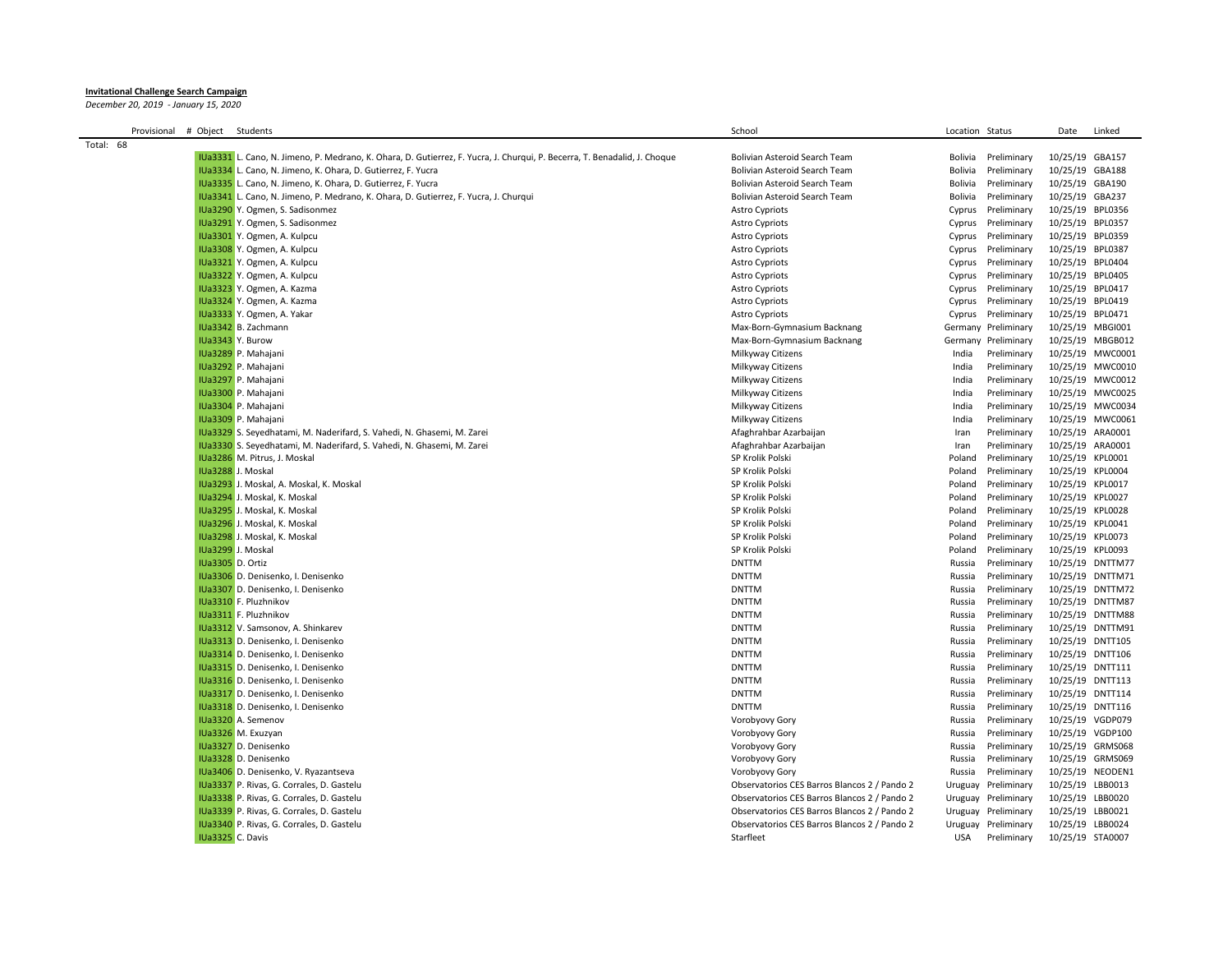**Invitational Challenge Search Campaign**

*December 20, 2019 - January 15, 2020*

| Provisional | # Object | Students | School | Location | Status | Date | Linked |
|---|---|---|---|---|---|---|---|
| Total: 68 | | | | | | | |
| | IUa3331 | L. Cano, N. Jimeno, P. Medrano, K. Ohara, D. Gutierrez, F. Yucra, J. Churqui, P. Becerra, T. Benadalid, J. Choque | Bolivian Asteroid Search Team | Bolivia | Preliminary | 10/25/19 | GBA157 |
| | IUa3334 | L. Cano, N. Jimeno, K. Ohara, D. Gutierrez, F. Yucra | Bolivian Asteroid Search Team | Bolivia | Preliminary | 10/25/19 | GBA188 |
| | IUa3335 | L. Cano, N. Jimeno, K. Ohara, D. Gutierrez, F. Yucra | Bolivian Asteroid Search Team | Bolivia | Preliminary | 10/25/19 | GBA190 |
| | IUa3341 | L. Cano, N. Jimeno, P. Medrano, K. Ohara, D. Gutierrez, F. Yucra, J. Churqui | Bolivian Asteroid Search Team | Bolivia | Preliminary | 10/25/19 | GBA237 |
| | IUa3290 | Y. Ogmen, S. Sadisonmez | Astro Cypriots | Cyprus | Preliminary | 10/25/19 | BPL0356 |
| | IUa3291 | Y. Ogmen, S. Sadisonmez | Astro Cypriots | Cyprus | Preliminary | 10/25/19 | BPL0357 |
| | IUa3301 | Y. Ogmen, A. Kulpcu | Astro Cypriots | Cyprus | Preliminary | 10/25/19 | BPL0359 |
| | IUa3308 | Y. Ogmen, A. Kulpcu | Astro Cypriots | Cyprus | Preliminary | 10/25/19 | BPL0387 |
| | IUa3321 | Y. Ogmen, A. Kulpcu | Astro Cypriots | Cyprus | Preliminary | 10/25/19 | BPL0404 |
| | IUa3322 | Y. Ogmen, A. Kulpcu | Astro Cypriots | Cyprus | Preliminary | 10/25/19 | BPL0405 |
| | IUa3323 | Y. Ogmen, A. Kazma | Astro Cypriots | Cyprus | Preliminary | 10/25/19 | BPL0417 |
| | IUa3324 | Y. Ogmen, A. Kazma | Astro Cypriots | Cyprus | Preliminary | 10/25/19 | BPL0419 |
| | IUa3333 | Y. Ogmen, A. Yakar | Astro Cypriots | Cyprus | Preliminary | 10/25/19 | BPL0471 |
| | IUa3342 | B. Zachmann | Max-Born-Gymnasium Backnang | Germany | Preliminary | 10/25/19 | MBGI001 |
| | IUa3343 | Y. Burow | Max-Born-Gymnasium Backnang | Germany | Preliminary | 10/25/19 | MBGB012 |
| | IUa3289 | P. Mahajani | Milkyway Citizens | India | Preliminary | 10/25/19 | MWC0001 |
| | IUa3292 | P. Mahajani | Milkyway Citizens | India | Preliminary | 10/25/19 | MWC0010 |
| | IUa3297 | P. Mahajani | Milkyway Citizens | India | Preliminary | 10/25/19 | MWC0012 |
| | IUa3300 | P. Mahajani | Milkyway Citizens | India | Preliminary | 10/25/19 | MWC0025 |
| | IUa3304 | P. Mahajani | Milkyway Citizens | India | Preliminary | 10/25/19 | MWC0034 |
| | IUa3309 | P. Mahajani | Milkyway Citizens | India | Preliminary | 10/25/19 | MWC0061 |
| | IUa3329 | S. Seyedhatami, M. Naderifard, S. Vahedi, N. Ghasemi, M. Zarei | Afaghrahbar Azarbaijan | Iran | Preliminary | 10/25/19 | ARA0001 |
| | IUa3330 | S. Seyedhatami, M. Naderifard, S. Vahedi, N. Ghasemi, M. Zarei | Afaghrahbar Azarbaijan | Iran | Preliminary | 10/25/19 | ARA0001 |
| | IUa3286 | M. Pitrus, J. Moskal | SP Krolik Polski | Poland | Preliminary | 10/25/19 | KPL0001 |
| | IUa3288 | J. Moskal | SP Krolik Polski | Poland | Preliminary | 10/25/19 | KPL0004 |
| | IUa3293 | J. Moskal, A. Moskal, K. Moskal | SP Krolik Polski | Poland | Preliminary | 10/25/19 | KPL0017 |
| | IUa3294 | J. Moskal, K. Moskal | SP Krolik Polski | Poland | Preliminary | 10/25/19 | KPL0027 |
| | IUa3295 | J. Moskal, K. Moskal | SP Krolik Polski | Poland | Preliminary | 10/25/19 | KPL0028 |
| | IUa3296 | J. Moskal, K. Moskal | SP Krolik Polski | Poland | Preliminary | 10/25/19 | KPL0041 |
| | IUa3298 | J. Moskal, K. Moskal | SP Krolik Polski | Poland | Preliminary | 10/25/19 | KPL0073 |
| | IUa3299 | J. Moskal | SP Krolik Polski | Poland | Preliminary | 10/25/19 | KPL0093 |
| | IUa3305 | D. Ortiz | DNTTM | Russia | Preliminary | 10/25/19 | DNTTM77 |
| | IUa3306 | D. Denisenko, I. Denisenko | DNTTM | Russia | Preliminary | 10/25/19 | DNTTM71 |
| | IUa3307 | D. Denisenko, I. Denisenko | DNTTM | Russia | Preliminary | 10/25/19 | DNTTM72 |
| | IUa3310 | F. Pluzhnikov | DNTTM | Russia | Preliminary | 10/25/19 | DNTTM87 |
| | IUa3311 | F. Pluzhnikov | DNTTM | Russia | Preliminary | 10/25/19 | DNTTM88 |
| | IUa3312 | V. Samsonov, A. Shinkarev | DNTTM | Russia | Preliminary | 10/25/19 | DNTTM91 |
| | IUa3313 | D. Denisenko, I. Denisenko | DNTTM | Russia | Preliminary | 10/25/19 | DNTT105 |
| | IUa3314 | D. Denisenko, I. Denisenko | DNTTM | Russia | Preliminary | 10/25/19 | DNTT106 |
| | IUa3315 | D. Denisenko, I. Denisenko | DNTTM | Russia | Preliminary | 10/25/19 | DNTT111 |
| | IUa3316 | D. Denisenko, I. Denisenko | DNTTM | Russia | Preliminary | 10/25/19 | DNTT113 |
| | IUa3317 | D. Denisenko, I. Denisenko | DNTTM | Russia | Preliminary | 10/25/19 | DNTT114 |
| | IUa3318 | D. Denisenko, I. Denisenko | DNTTM | Russia | Preliminary | 10/25/19 | DNTT116 |
| | IUa3320 | A. Semenov | Vorobyovy Gory | Russia | Preliminary | 10/25/19 | VGDP079 |
| | IUa3326 | M. Exuzyan | Vorobyovy Gory | Russia | Preliminary | 10/25/19 | VGDP100 |
| | IUa3327 | D. Denisenko | Vorobyovy Gory | Russia | Preliminary | 10/25/19 | GRMS068 |
| | IUa3328 | D. Denisenko | Vorobyovy Gory | Russia | Preliminary | 10/25/19 | GRMS069 |
| | IUa3406 | D. Denisenko, V. Ryazantseva | Vorobyovy Gory | Russia | Preliminary | 10/25/19 | NEODEN1 |
| | IUa3337 | P. Rivas, G. Corrales, D. Gastelu | Observatorios CES Barros Blancos 2 / Pando 2 | Uruguay | Preliminary | 10/25/19 | LBB0013 |
| | IUa3338 | P. Rivas, G. Corrales, D. Gastelu | Observatorios CES Barros Blancos 2 / Pando 2 | Uruguay | Preliminary | 10/25/19 | LBB0020 |
| | IUa3339 | P. Rivas, G. Corrales, D. Gastelu | Observatorios CES Barros Blancos 2 / Pando 2 | Uruguay | Preliminary | 10/25/19 | LBB0021 |
| | IUa3340 | P. Rivas, G. Corrales, D. Gastelu | Observatorios CES Barros Blancos 2 / Pando 2 | Uruguay | Preliminary | 10/25/19 | LBB0024 |
| | IUa3325 | C. Davis | Starfleet | USA | Preliminary | 10/25/19 | STA0007 |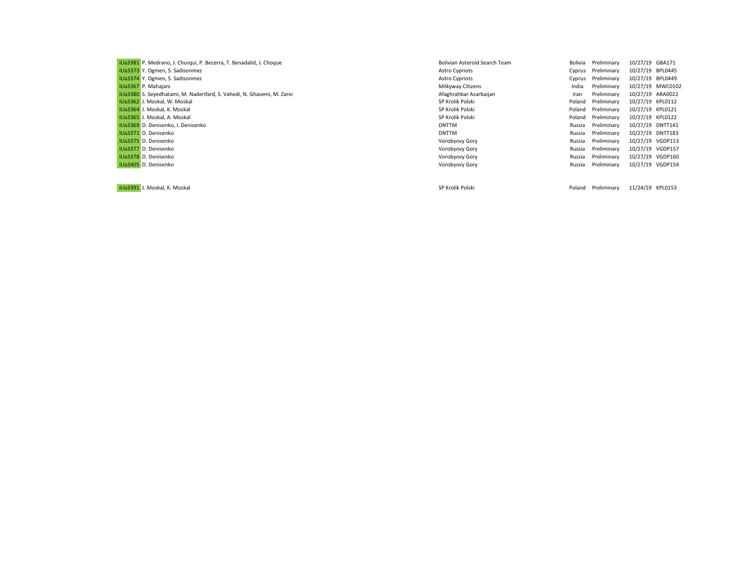| | | | | | | |
|---|---|---|---|---|---|---|
| IUa3381 | P. Medrano, J. Churqui, P. Becerra, T. Benadalid, J. Choque | Bolivian Asteroid Search Team | Bolivia | Preliminary | 10/27/19 | GBA171 |
| IUa3373 | Y. Ogmen, S. Sadisonmez | Astro Cypriots | Cyprus | Preliminary | 10/27/19 | BPL0445 |
| IUa3374 | Y. Ogmen, S. Sadisonmez | Astro Cypriots | Cyprus | Preliminary | 10/27/19 | BPL0449 |
| IUa3367 | P. Mahajani | Milkyway Citizens | India | Preliminary | 10/27/19 | MWC0102 |
| IUa3380 | S. Seyedhatami, M. Naderifard, S. Vahedi, N. Ghasemi, M. Zarei | Afaghrahbar Azarbaijan | Iran | Preliminary | 10/27/19 | ARA0022 |
| IUa3362 | J. Moskal, W. Moskal | SP Krolik Polski | Poland | Preliminary | 10/27/19 | KPL0112 |
| IUa3364 | J. Moskal, K. Moskal | SP Krolik Polski | Poland | Preliminary | 10/27/19 | KPL0121 |
| IUa3365 | J. Moskal, A. Moskal | SP Krolik Polski | Poland | Preliminary | 10/27/19 | KPL0122 |
| IUa3369 | D. Denisenko, I. Denisenko | DNTTM | Russia | Preliminary | 10/27/19 | DNTT141 |
| IUa3371 | D. Denisenko | DNTTM | Russia | Preliminary | 10/27/19 | DNTT183 |
| IUa3375 | D. Denisenko | Vorobyovy Gory | Russia | Preliminary | 10/27/19 | VGDP113 |
| IUa3377 | D. Denisenko | Vorobyovy Gory | Russia | Preliminary | 10/27/19 | VGDP157 |
| IUa3378 | D. Denisenko | Vorobyovy Gory | Russia | Preliminary | 10/27/19 | VGDP160 |
| IUa3405 | D. Denisenko | Vorobyovy Gory | Russia | Preliminary | 10/27/19 | VGDP154 |
| | | | | | | |
| IUa3391 | J. Moskal, K. Moskal | SP Krolik Polski | Poland | Preliminary | 11/24/19 | KPL0153 |